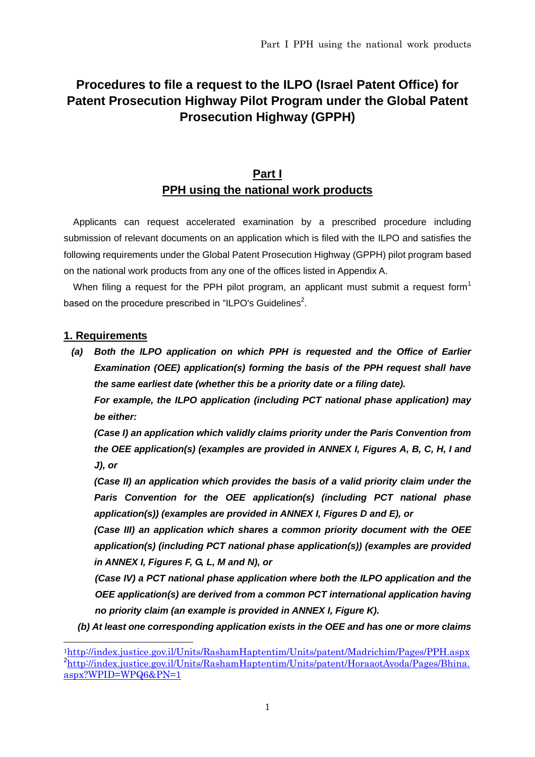# Procedures to file a request to the ILPO (Israel Patent Office) for Patent Prosecution Highway Pilot Program under the Global Patent Prosecution Highway (GPPH)

## Part I
## PPH using the national work products

Applicants can request accelerated examination by a prescribed procedure including submission of relevant documents on an application which is filed with the ILPO and satisfies the following requirements under the Global Patent Prosecution Highway (GPPH) pilot program based on the national work products from any one of the offices listed in Appendix A.

When filing a request for the PPH pilot program, an applicant must submit a request form[1] based on the procedure prescribed in "ILPO's Guidelines[2].

### 1. Requirements

**(a)** ***Both the ILPO application on which PPH is requested and the Office of Earlier Examination (OEE) application(s) forming the basis of the PPH request shall have the same earliest date (whether this be a priority date or a filing date).***

***For example, the ILPO application (including PCT national phase application) may be either:***

***(Case I) an application which validly claims priority under the Paris Convention from the OEE application(s) (examples are provided in ANNEX I, Figures A, B, C, H, I and J), or***

***(Case II) an application which provides the basis of a valid priority claim under the Paris Convention for the OEE application(s) (including PCT national phase application(s)) (examples are provided in ANNEX I, Figures D and E), or***

***(Case III) an application which shares a common priority document with the OEE application(s) (including PCT national phase application(s)) (examples are provided in ANNEX I, Figures F, G, L, M and N), or***

***(Case IV) a PCT national phase application where both the ILPO application and the OEE application(s) are derived from a common PCT international application having no priority claim (an example is provided in ANNEX I, Figure K).***

***(b) At least one corresponding application exists in the OEE and has one or more claims***

---

[1] http://index.justice.gov.il/Units/RashamHaptentim/Units/patent/Madrichim/Pages/PPH.aspx

[2] http://index.justice.gov.il/Units/RashamHaptentim/Units/patent/HoraaotAvoda/Pages/Bhina.aspx?WPID=WPQ6&PN=1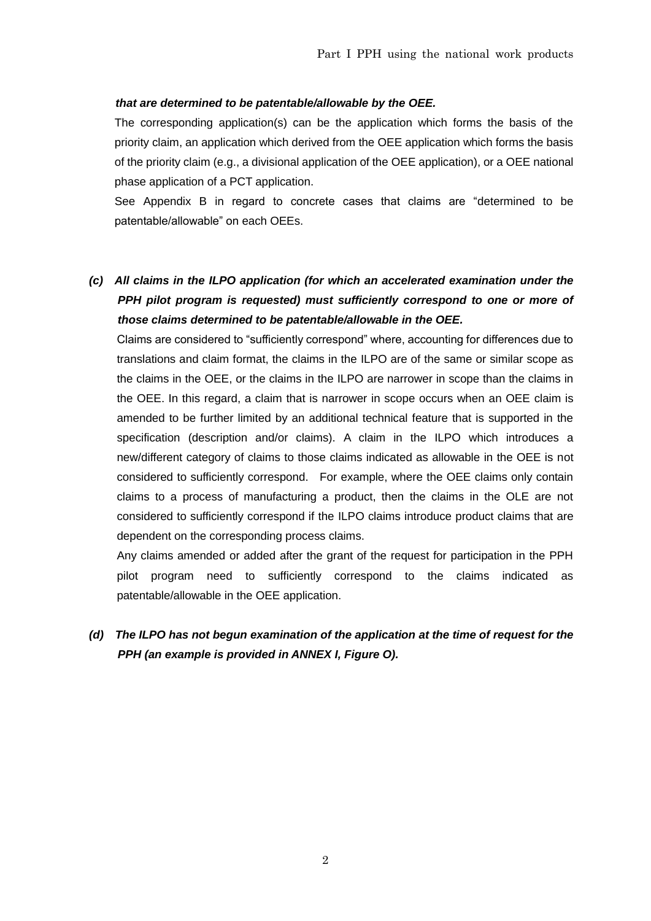***that are determined to be patentable/allowable by the OEE.***

The corresponding application(s) can be the application which forms the basis of the priority claim, an application which derived from the OEE application which forms the basis of the priority claim (e.g., a divisional application of the OEE application), or a OEE national phase application of a PCT application.

See Appendix B in regard to concrete cases that claims are "determined to be patentable/allowable" on each OEEs.

***(c) All claims in the ILPO application (for which an accelerated examination under the PPH pilot program is requested) must sufficiently correspond to one or more of those claims determined to be patentable/allowable in the OEE.***

Claims are considered to "sufficiently correspond" where, accounting for differences due to translations and claim format, the claims in the ILPO are of the same or similar scope as the claims in the OEE, or the claims in the ILPO are narrower in scope than the claims in the OEE. In this regard, a claim that is narrower in scope occurs when an OEE claim is amended to be further limited by an additional technical feature that is supported in the specification (description and/or claims). A claim in the ILPO which introduces a new/different category of claims to those claims indicated as allowable in the OEE is not considered to sufficiently correspond. For example, where the OEE claims only contain claims to a process of manufacturing a product, then the claims in the OLE are not considered to sufficiently correspond if the ILPO claims introduce product claims that are dependent on the corresponding process claims.

Any claims amended or added after the grant of the request for participation in the PPH pilot program need to sufficiently correspond to the claims indicated as patentable/allowable in the OEE application.

***(d) The ILPO has not begun examination of the application at the time of request for the PPH (an example is provided in ANNEX I, Figure O).***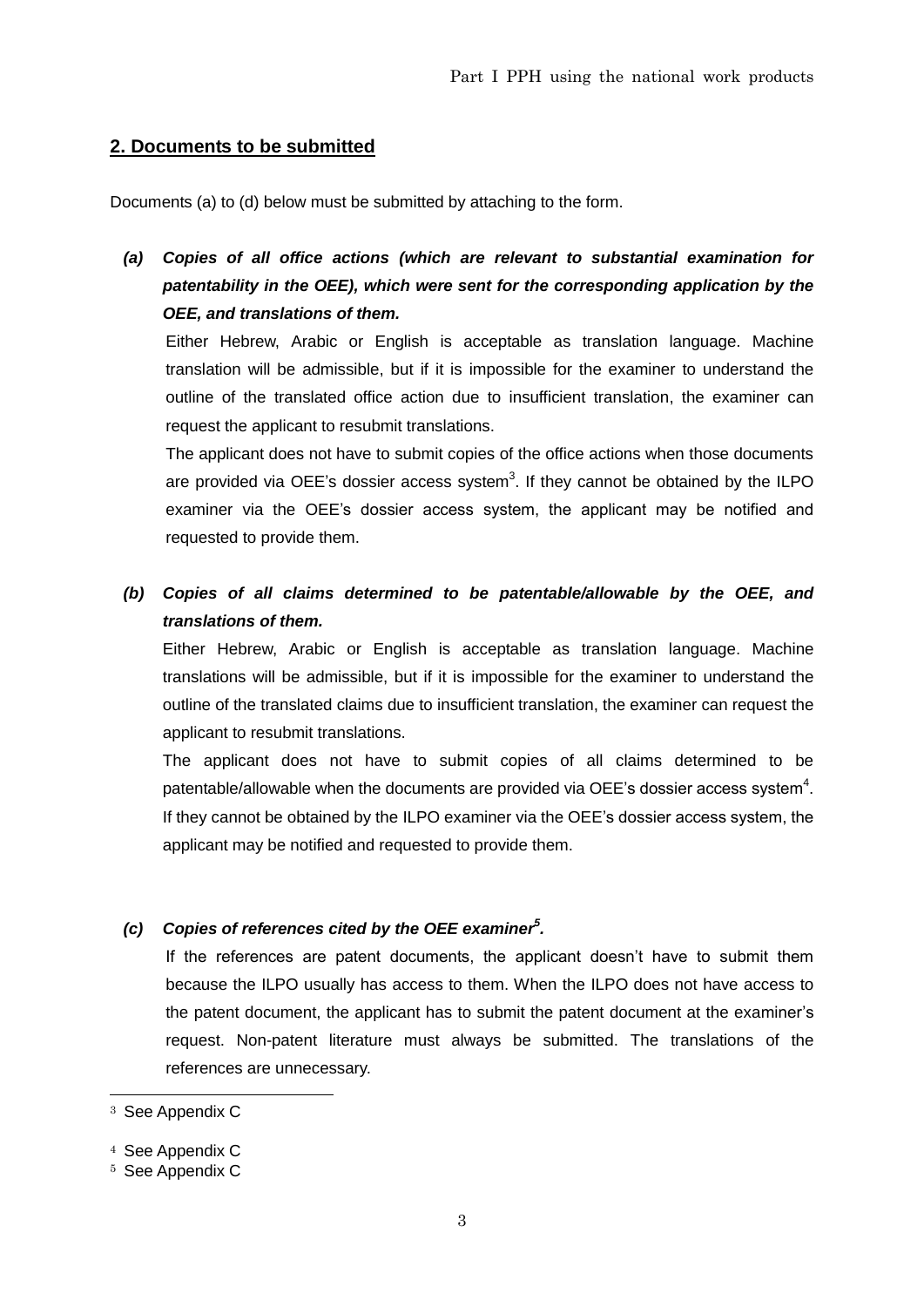## 2. Documents to be submitted

Documents (a) to (d) below must be submitted by attaching to the form.

***(a) Copies of all office actions (which are relevant to substantial examination for patentability in the OEE), which were sent for the corresponding application by the OEE, and translations of them.***

Either Hebrew, Arabic or English is acceptable as translation language. Machine translation will be admissible, but if it is impossible for the examiner to understand the outline of the translated office action due to insufficient translation, the examiner can request the applicant to resubmit translations.

The applicant does not have to submit copies of the office actions when those documents are provided via OEE's dossier access system[3]. If they cannot be obtained by the ILPO examiner via the OEE's dossier access system, the applicant may be notified and requested to provide them.

***(b) Copies of all claims determined to be patentable/allowable by the OEE, and translations of them.***

Either Hebrew, Arabic or English is acceptable as translation language. Machine translations will be admissible, but if it is impossible for the examiner to understand the outline of the translated claims due to insufficient translation, the examiner can request the applicant to resubmit translations.

The applicant does not have to submit copies of all claims determined to be patentable/allowable when the documents are provided via OEE's dossier access system[4]. If they cannot be obtained by the ILPO examiner via the OEE's dossier access system, the applicant may be notified and requested to provide them.

***(c) Copies of references cited by the OEE examiner[5].***

If the references are patent documents, the applicant doesn't have to submit them because the ILPO usually has access to them. When the ILPO does not have access to the patent document, the applicant has to submit the patent document at the examiner's request. Non-patent literature must always be submitted. The translations of the references are unnecessary.

---

[3] See Appendix C

[4] See Appendix C

[5] See Appendix C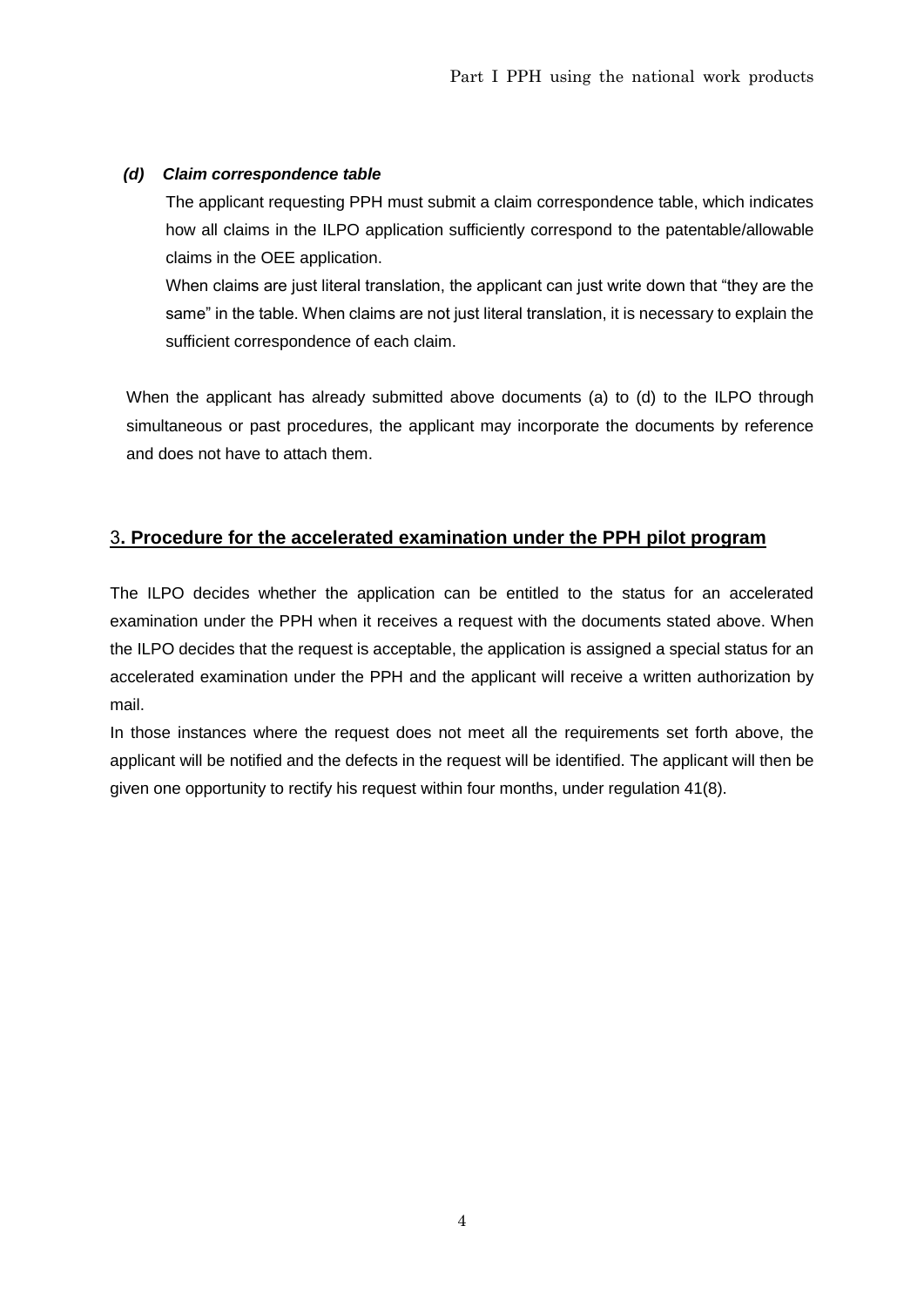***(d) Claim correspondence table***

The applicant requesting PPH must submit a claim correspondence table, which indicates how all claims in the ILPO application sufficiently correspond to the patentable/allowable claims in the OEE application.

When claims are just literal translation, the applicant can just write down that “they are the same” in the table. When claims are not just literal translation, it is necessary to explain the sufficient correspondence of each claim.

When the applicant has already submitted above documents (a) to (d) to the ILPO through simultaneous or past procedures, the applicant may incorporate the documents by reference and does not have to attach them.

## 3. Procedure for the accelerated examination under the PPH pilot program

The ILPO decides whether the application can be entitled to the status for an accelerated examination under the PPH when it receives a request with the documents stated above. When the ILPO decides that the request is acceptable, the application is assigned a special status for an accelerated examination under the PPH and the applicant will receive a written authorization by mail.

In those instances where the request does not meet all the requirements set forth above, the applicant will be notified and the defects in the request will be identified. The applicant will then be given one opportunity to rectify his request within four months, under regulation 41(8).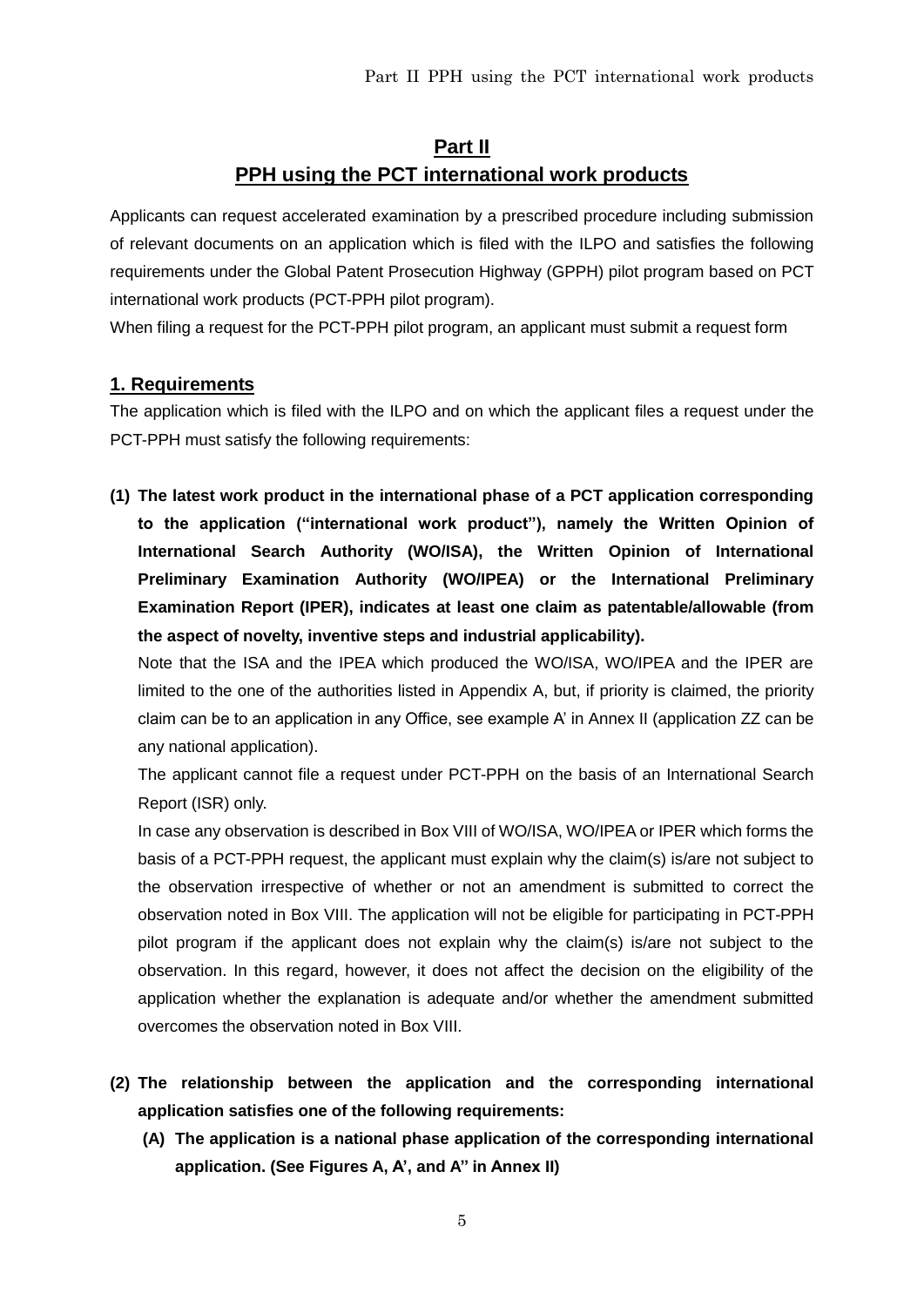# Part II
# PPH using the PCT international work products

Applicants can request accelerated examination by a prescribed procedure including submission of relevant documents on an application which is filed with the ILPO and satisfies the following requirements under the Global Patent Prosecution Highway (GPPH) pilot program based on PCT international work products (PCT-PPH pilot program).

When filing a request for the PCT-PPH pilot program, an applicant must submit a request form

## 1. Requirements

The application which is filed with the ILPO and on which the applicant files a request under the PCT-PPH must satisfy the following requirements:

**(1) The latest work product in the international phase of a PCT application corresponding to the application ("international work product"), namely the Written Opinion of International Search Authority (WO/ISA), the Written Opinion of International Preliminary Examination Authority (WO/IPEA) or the International Preliminary Examination Report (IPER), indicates at least one claim as patentable/allowable (from the aspect of novelty, inventive steps and industrial applicability).**

Note that the ISA and the IPEA which produced the WO/ISA, WO/IPEA and the IPER are limited to the one of the authorities listed in Appendix A, but, if priority is claimed, the priority claim can be to an application in any Office, see example A' in Annex II (application ZZ can be any national application).

The applicant cannot file a request under PCT-PPH on the basis of an International Search Report (ISR) only.

In case any observation is described in Box VIII of WO/ISA, WO/IPEA or IPER which forms the basis of a PCT-PPH request, the applicant must explain why the claim(s) is/are not subject to the observation irrespective of whether or not an amendment is submitted to correct the observation noted in Box VIII. The application will not be eligible for participating in PCT-PPH pilot program if the applicant does not explain why the claim(s) is/are not subject to the observation. In this regard, however, it does not affect the decision on the eligibility of the application whether the explanation is adequate and/or whether the amendment submitted overcomes the observation noted in Box VIII.

**(2) The relationship between the application and the corresponding international application satisfies one of the following requirements:**

**(A) The application is a national phase application of the corresponding international application. (See Figures A, A', and A'' in Annex II)**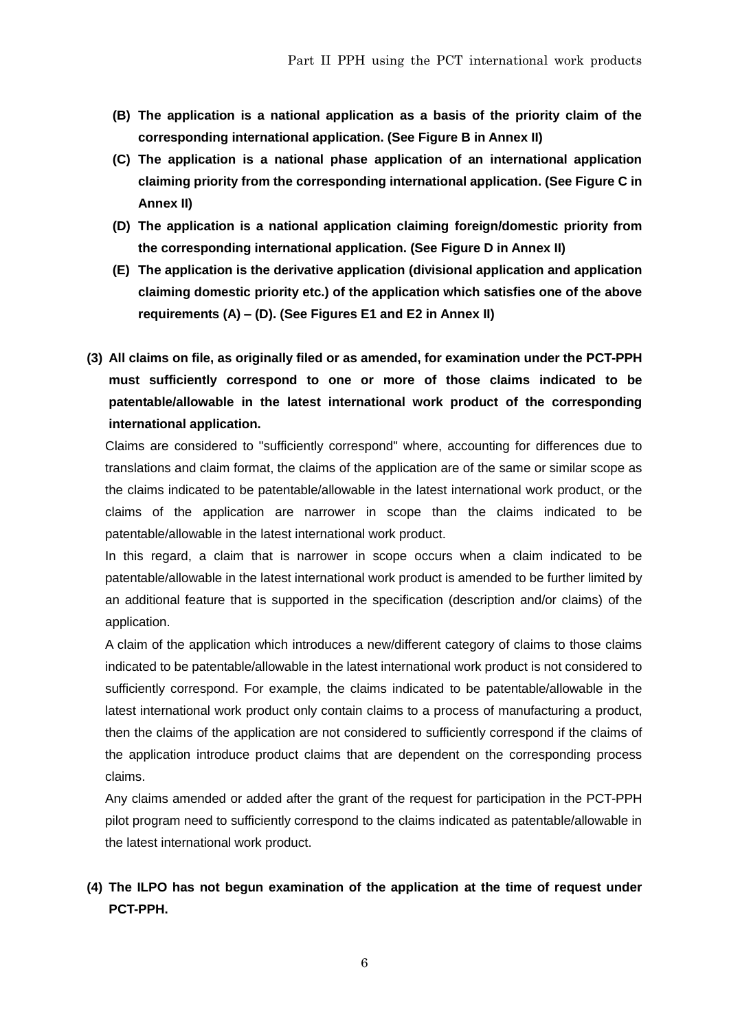**(B) The application is a national application as a basis of the priority claim of the corresponding international application. (See Figure B in Annex II)**

**(C) The application is a national phase application of an international application claiming priority from the corresponding international application. (See Figure C in Annex II)**

**(D) The application is a national application claiming foreign/domestic priority from the corresponding international application. (See Figure D in Annex II)**

**(E) The application is the derivative application (divisional application and application claiming domestic priority etc.) of the application which satisfies one of the above requirements (A) – (D). (See Figures E1 and E2 in Annex II)**

**(3) All claims on file, as originally filed or as amended, for examination under the PCT-PPH must sufficiently correspond to one or more of those claims indicated to be patentable/allowable in the latest international work product of the corresponding international application.**

Claims are considered to "sufficiently correspond" where, accounting for differences due to translations and claim format, the claims of the application are of the same or similar scope as the claims indicated to be patentable/allowable in the latest international work product, or the claims of the application are narrower in scope than the claims indicated to be patentable/allowable in the latest international work product.

In this regard, a claim that is narrower in scope occurs when a claim indicated to be patentable/allowable in the latest international work product is amended to be further limited by an additional feature that is supported in the specification (description and/or claims) of the application.

A claim of the application which introduces a new/different category of claims to those claims indicated to be patentable/allowable in the latest international work product is not considered to sufficiently correspond. For example, the claims indicated to be patentable/allowable in the latest international work product only contain claims to a process of manufacturing a product, then the claims of the application are not considered to sufficiently correspond if the claims of the application introduce product claims that are dependent on the corresponding process claims.

Any claims amended or added after the grant of the request for participation in the PCT-PPH pilot program need to sufficiently correspond to the claims indicated as patentable/allowable in the latest international work product.

**(4) The ILPO has not begun examination of the application at the time of request under PCT-PPH.**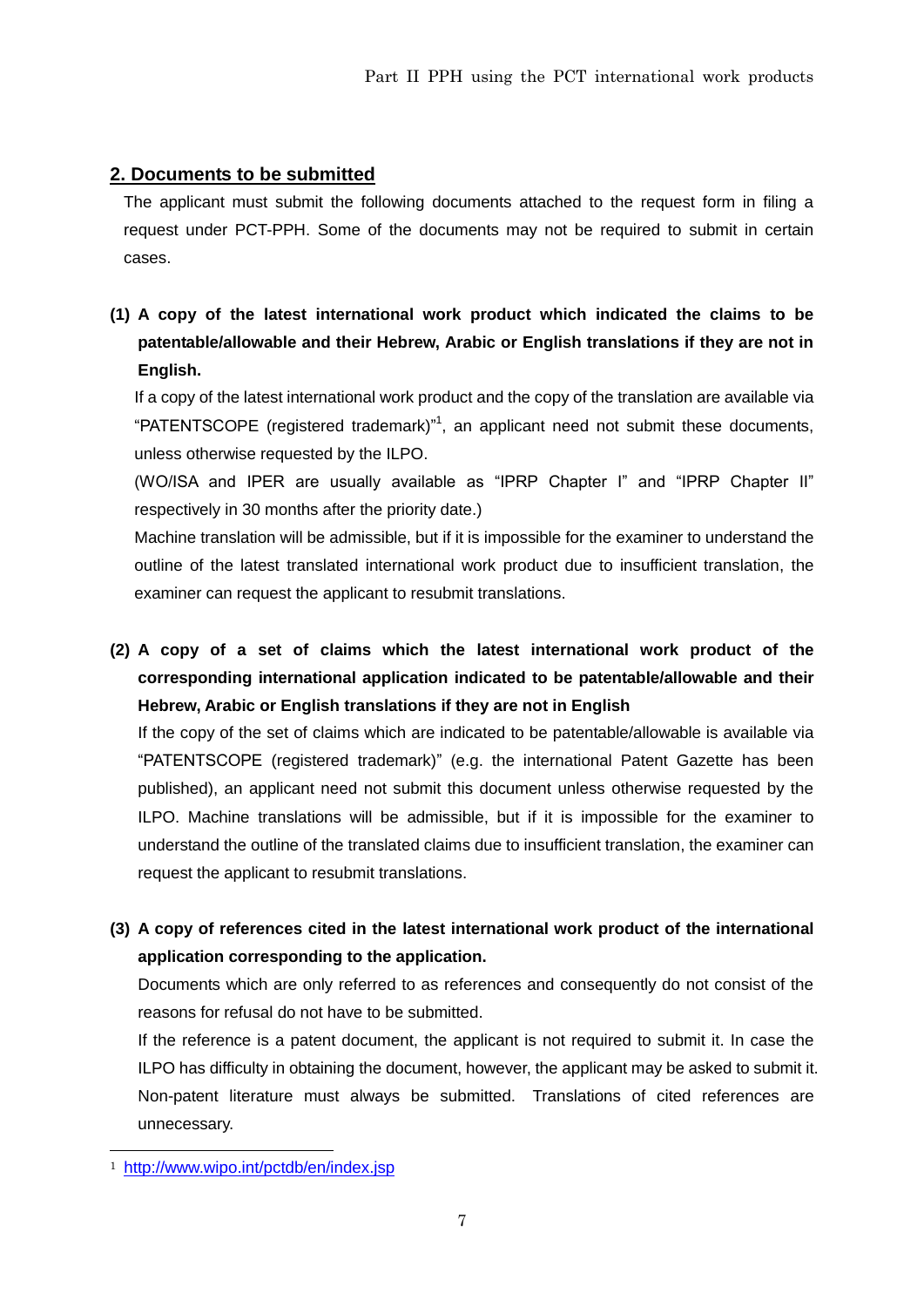## 2. Documents to be submitted

The applicant must submit the following documents attached to the request form in filing a request under PCT-PPH. Some of the documents may not be required to submit in certain cases.

**(1) A copy of the latest international work product which indicated the claims to be patentable/allowable and their Hebrew, Arabic or English translations if they are not in English.**

If a copy of the latest international work product and the copy of the translation are available via "PATENTSCOPE (registered trademark)"[1], an applicant need not submit these documents, unless otherwise requested by the ILPO.

(WO/ISA and IPER are usually available as "IPRP Chapter I" and "IPRP Chapter II" respectively in 30 months after the priority date.)

Machine translation will be admissible, but if it is impossible for the examiner to understand the outline of the latest translated international work product due to insufficient translation, the examiner can request the applicant to resubmit translations.

**(2) A copy of a set of claims which the latest international work product of the corresponding international application indicated to be patentable/allowable and their Hebrew, Arabic or English translations if they are not in English**

If the copy of the set of claims which are indicated to be patentable/allowable is available via "PATENTSCOPE (registered trademark)" (e.g. the international Patent Gazette has been published), an applicant need not submit this document unless otherwise requested by the ILPO. Machine translations will be admissible, but if it is impossible for the examiner to understand the outline of the translated claims due to insufficient translation, the examiner can request the applicant to resubmit translations.

**(3) A copy of references cited in the latest international work product of the international application corresponding to the application.**

Documents which are only referred to as references and consequently do not consist of the reasons for refusal do not have to be submitted.

If the reference is a patent document, the applicant is not required to submit it. In case the ILPO has difficulty in obtaining the document, however, the applicant may be asked to submit it. Non-patent literature must always be submitted. Translations of cited references are unnecessary.

---

[1] http://www.wipo.int/pctdb/en/index.jsp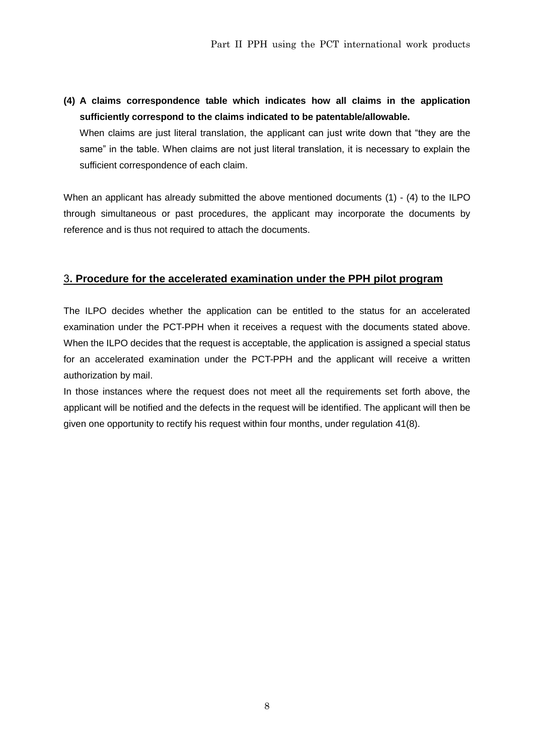**(4) A claims correspondence table which indicates how all claims in the application sufficiently correspond to the claims indicated to be patentable/allowable.**

When claims are just literal translation, the applicant can just write down that "they are the same" in the table. When claims are not just literal translation, it is necessary to explain the sufficient correspondence of each claim.

When an applicant has already submitted the above mentioned documents (1) - (4) to the ILPO through simultaneous or past procedures, the applicant may incorporate the documents by reference and is thus not required to attach the documents.

## 3. Procedure for the accelerated examination under the PPH pilot program

The ILPO decides whether the application can be entitled to the status for an accelerated examination under the PCT-PPH when it receives a request with the documents stated above. When the ILPO decides that the request is acceptable, the application is assigned a special status for an accelerated examination under the PCT-PPH and the applicant will receive a written authorization by mail.

In those instances where the request does not meet all the requirements set forth above, the applicant will be notified and the defects in the request will be identified. The applicant will then be given one opportunity to rectify his request within four months, under regulation 41(8).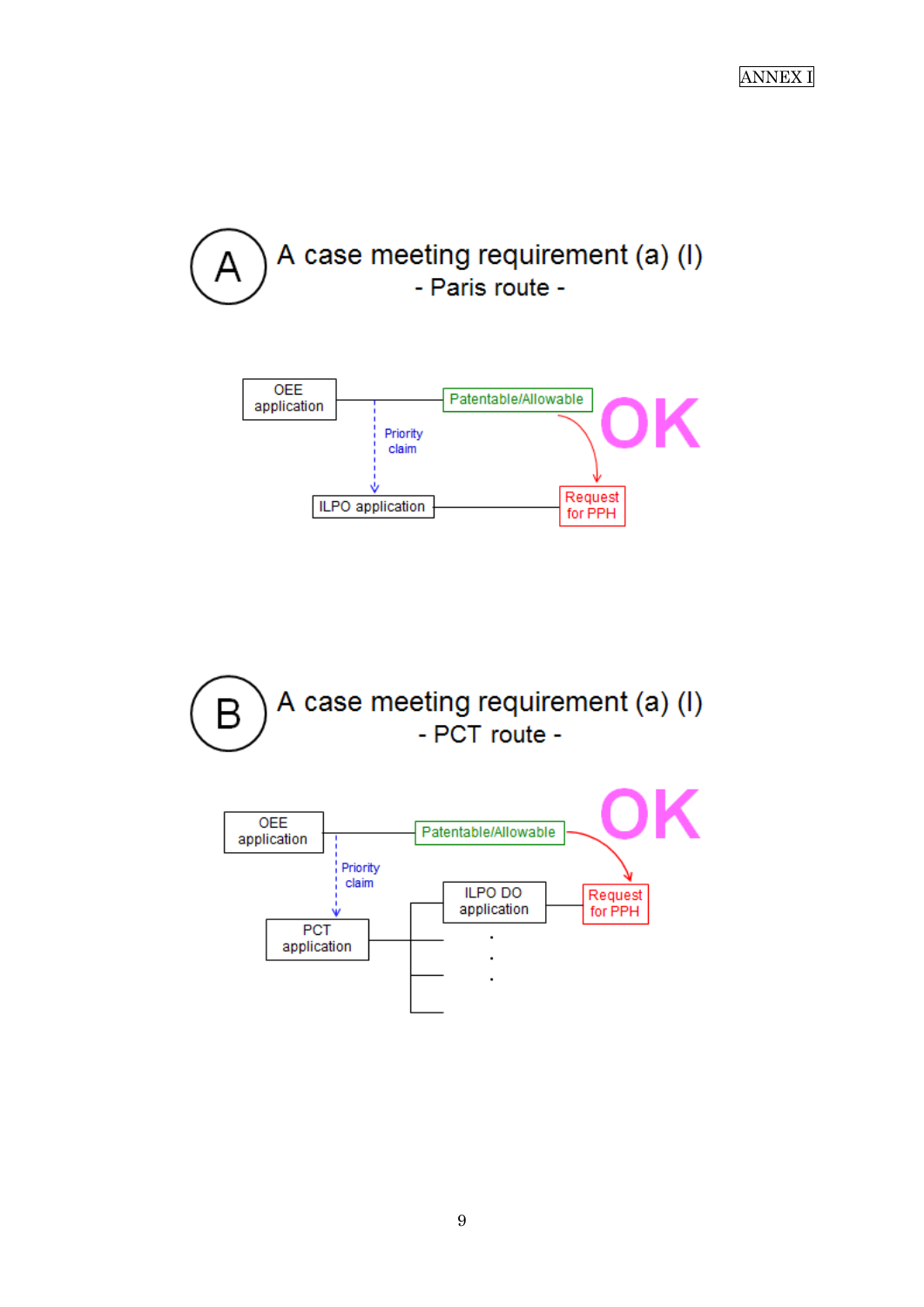ANNEX I

## (A) A case meeting requirement (a) (I)
### - Paris route -

OEE application — Patentable/Allowable

Priority claim

ILPO application — Request for PPH

OK

## (B) A case meeting requirement (a) (I)
### - PCT route -

OEE application — Patentable/Allowable

Priority claim

PCT application — ILPO DO application — Request for PPH

OK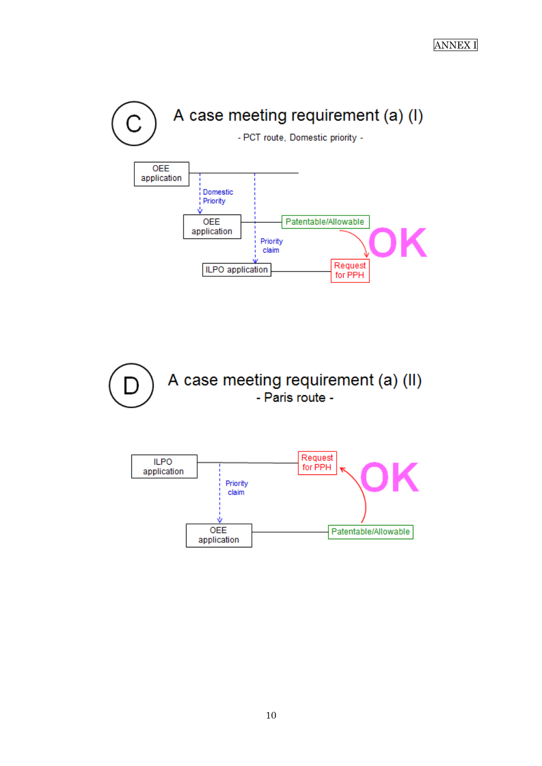ANNEX I

## C A case meeting requirement (a) (I)

- PCT route, Domestic priority -

OEE application

Domestic Priority

OEE application

Patentable/Allowable

Priority claim

OK

ILPO application

Request for PPH

## D A case meeting requirement (a) (II)

- Paris route -

ILPO application

Request for PPH

OK

Priority claim

OEE application

Patentable/Allowable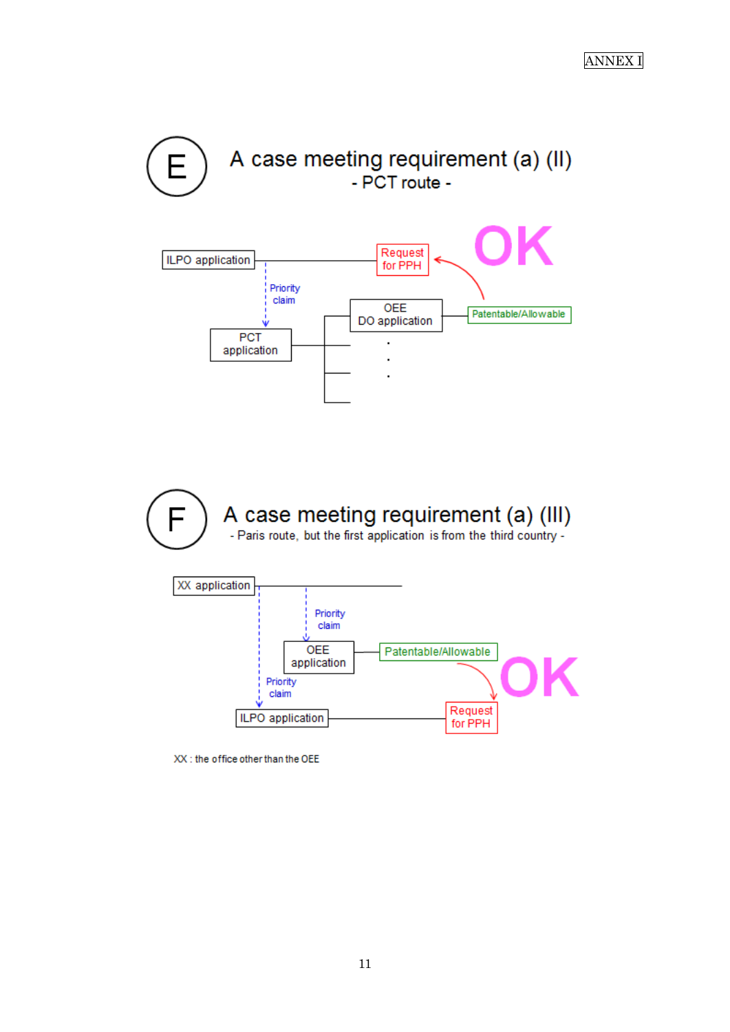ANNEX I

## E — A case meeting requirement (a) (II)

- PCT route -

ILPO application

Priority claim

PCT application

OEE DO application

Patentable/Allowable

Request for PPH

OK

## F — A case meeting requirement (a) (III)

- Paris route, but the first application is from the third country -

XX application

Priority claim

OEE application

Patentable/Allowable

Priority claim

ILPO application

Request for PPH

OK

XX : the office other than the OEE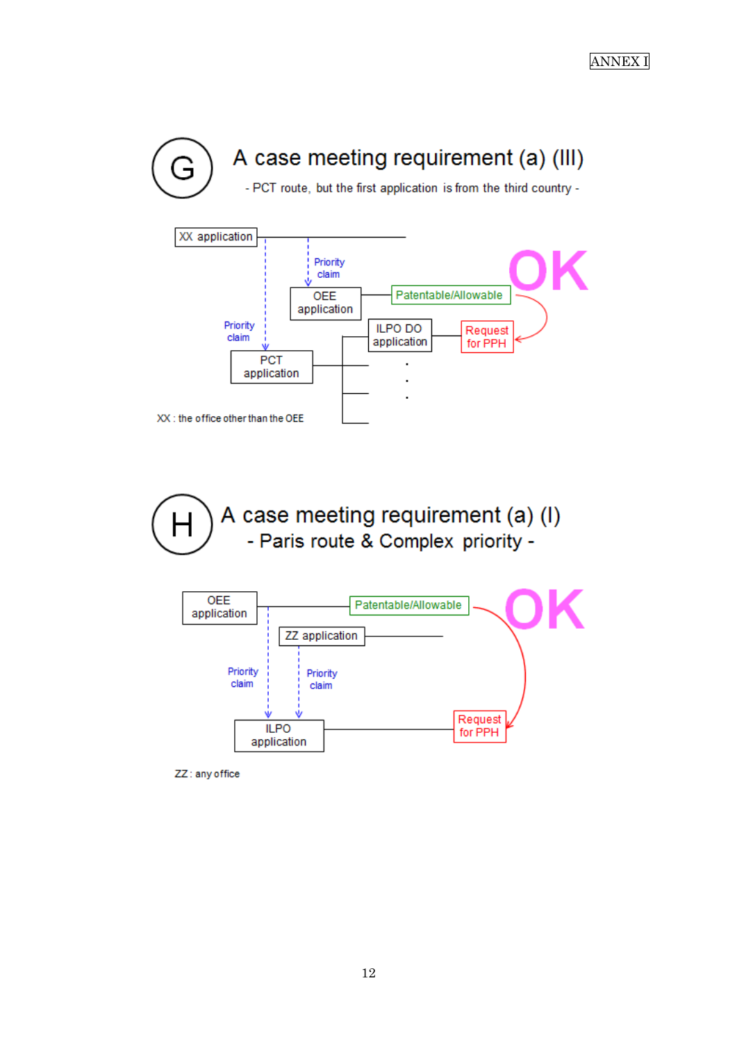ANNEX I

## G A case meeting requirement (a) (III)

- PCT route, but the first application is from the third country -

XX application

Priority claim

OEE application — Patentable/Allowable

OK

Priority claim

ILPO DO application — Request for PPH

PCT application

XX : the office other than the OEE

## H A case meeting requirement (a) (I)

- Paris route & Complex priority -

OEE application — Patentable/Allowable

OK

ZZ application

Priority claim

Priority claim

ILPO application — Request for PPH

ZZ : any office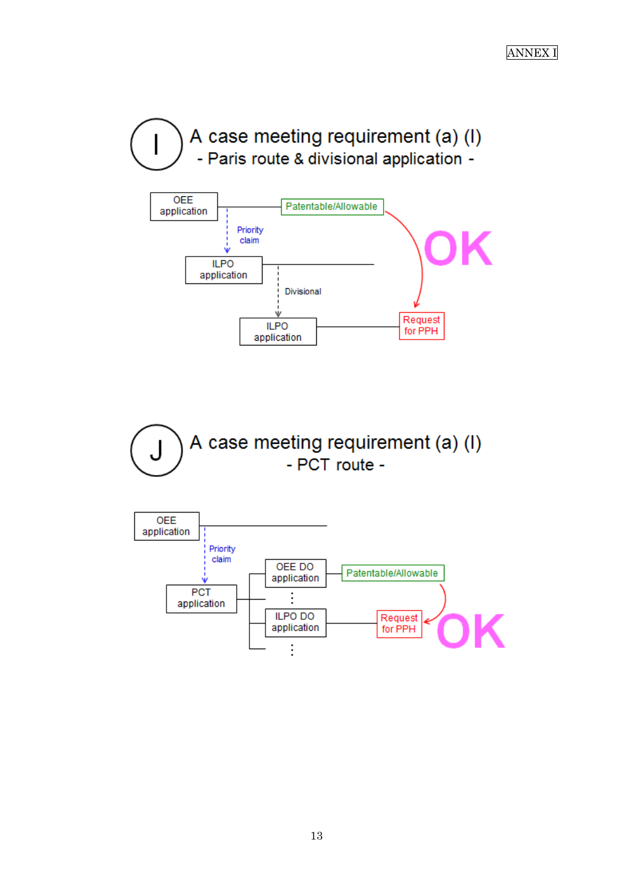ANNEX I

## I A case meeting requirement (a) (I) - Paris route & divisional application -

OEE application — Patentable/Allowable

Priority claim

ILPO application

Divisional

ILPO application — Request for PPH

OK

## J A case meeting requirement (a) (I) - PCT route -

OEE application

Priority claim

PCT application

OEE DO application — Patentable/Allowable

⋮

ILPO DO application — Request for PPH

⋮

OK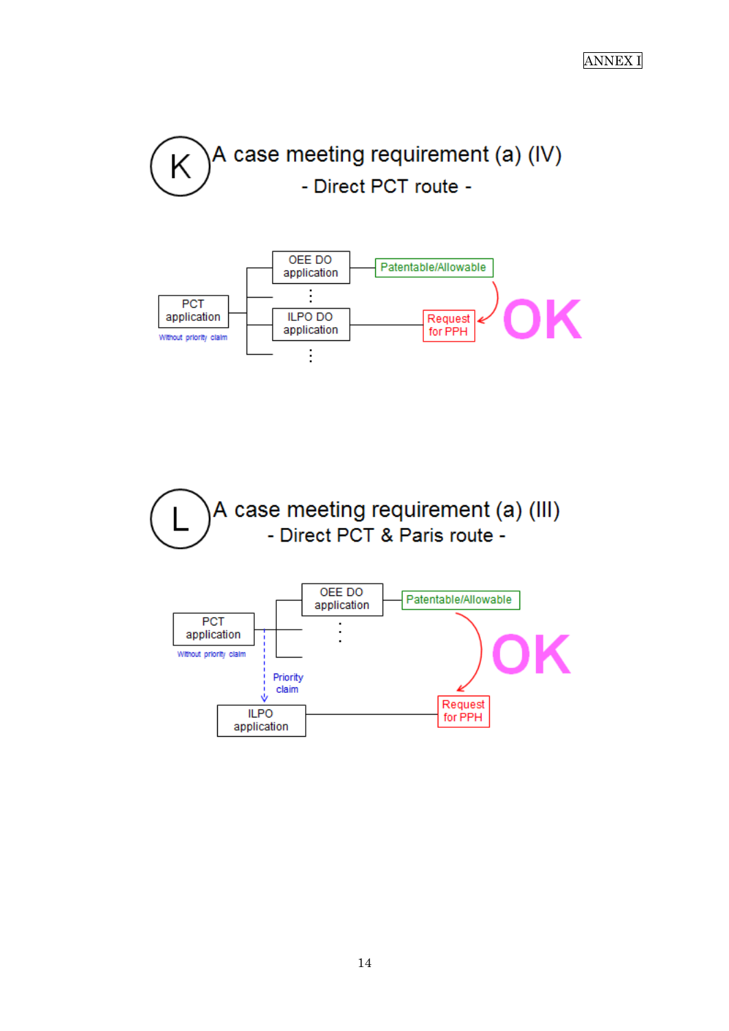ANNEX I

## (K) A case meeting requirement (a) (IV)

### - Direct PCT route -

PCT application

Without priority claim

OEE DO application

ILPO DO application

Patentable/Allowable

Request for PPH

OK

## (L) A case meeting requirement (a) (III)

### - Direct PCT & Paris route -

PCT application

Without priority claim

OEE DO application

Priority claim

ILPO application

Patentable/Allowable

Request for PPH

OK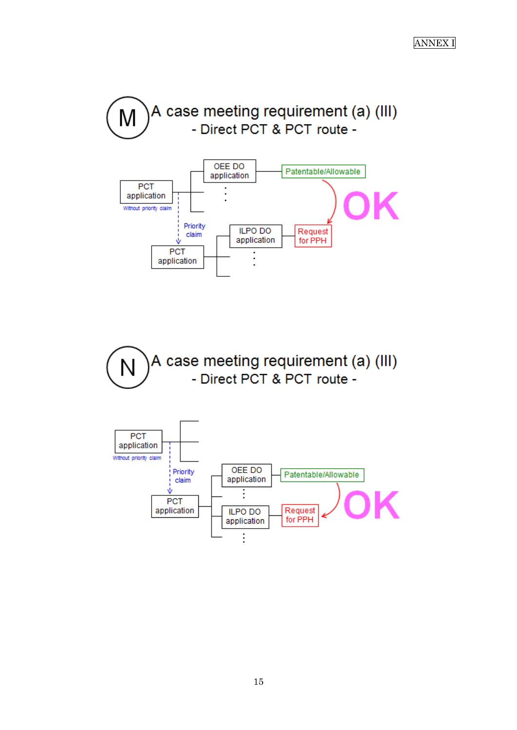ANNEX I

## M A case meeting requirement (a) (III)

### - Direct PCT & PCT route -

PCT application

Without priority claim

OEE DO application

Patentable/Allowable

Priority claim

PCT application

ILPO DO application

Request for PPH

OK

## N A case meeting requirement (a) (III)

### - Direct PCT & PCT route -

PCT application

Without priority claim

Priority claim

PCT application

OEE DO application

Patentable/Allowable

ILPO DO application

Request for PPH

OK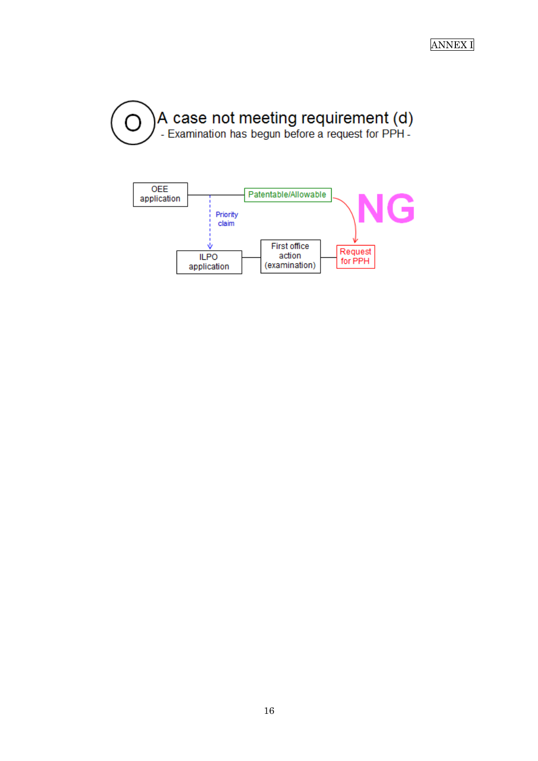## O A case not meeting requirement (d)

- Examination has begun before a request for PPH -

OEE application — Patentable/Allowable

Priority claim

ILPO application — First office action (examination) — Request for PPH

NG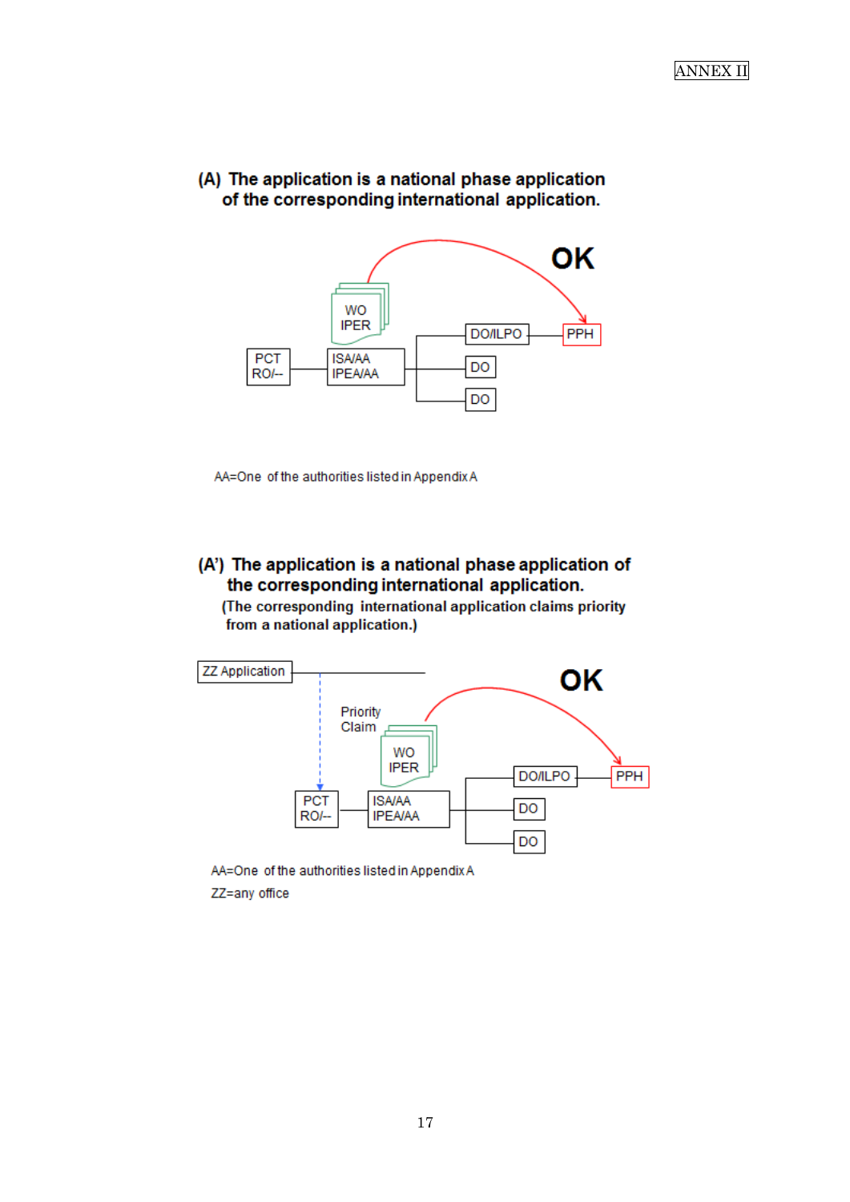ANNEX II

**(A) The application is a national phase application of the corresponding international application.**

OK

WO IPER

PCT RO/--

ISA/AA IPEA/AA

DO/ILPO

PPH

DO

DO

AA=One of the authorities listed in Appendix A

**(A') The application is a national phase application of the corresponding international application.**
**(The corresponding international application claims priority from a national application.)**

ZZ Application

OK

Priority Claim

WO IPER

PCT RO/--

ISA/AA IPEA/AA

DO/ILPO

PPH

DO

DO

AA=One of the authorities listed in Appendix A

ZZ=any office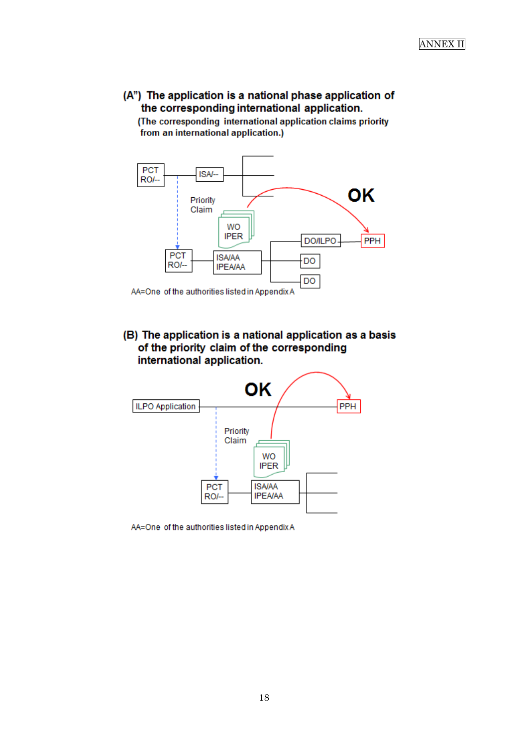ANNEX II

**(A") The application is a national phase application of the corresponding international application.**
**(The corresponding international application claims priority from an international application.)**

PCT RO/--

ISA/--

Priority Claim

WO IPER

OK

PCT RO/--

ISA/AA IPEA/AA

DO/ILPO

PPH

DO

DO

AA=One of the authorities listed in Appendix A

**(B) The application is a national application as a basis of the priority claim of the corresponding international application.**

OK

ILPO Application

PPH

Priority Claim

WO IPER

PCT RO/--

ISA/AA IPEA/AA

AA=One of the authorities listed in Appendix A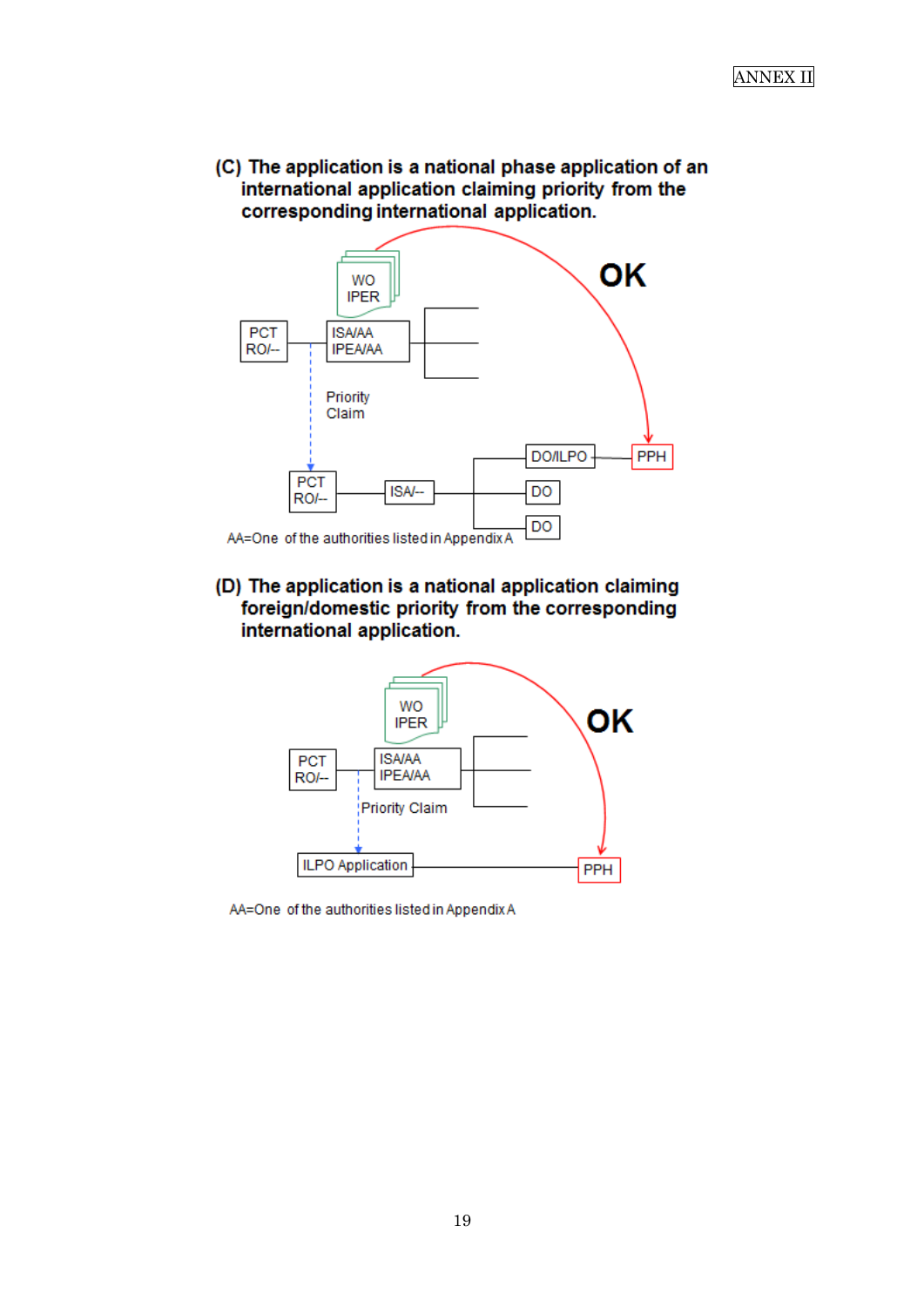ANNEX II

**(C) The application is a national phase application of an international application claiming priority from the corresponding international application.**

WO IPER

PCT RO/-- | ISA/AA IPEA/AA

Priority Claim

OK

PCT RO/-- | ISA/-- | DO/ILPO | PPH | DO | DO

AA=One of the authorities listed in Appendix A

**(D) The application is a national application claiming foreign/domestic priority from the corresponding international application.**

WO IPER

PCT RO/-- | ISA/AA IPEA/AA

Priority Claim

OK

ILPO Application | PPH

AA=One of the authorities listed in Appendix A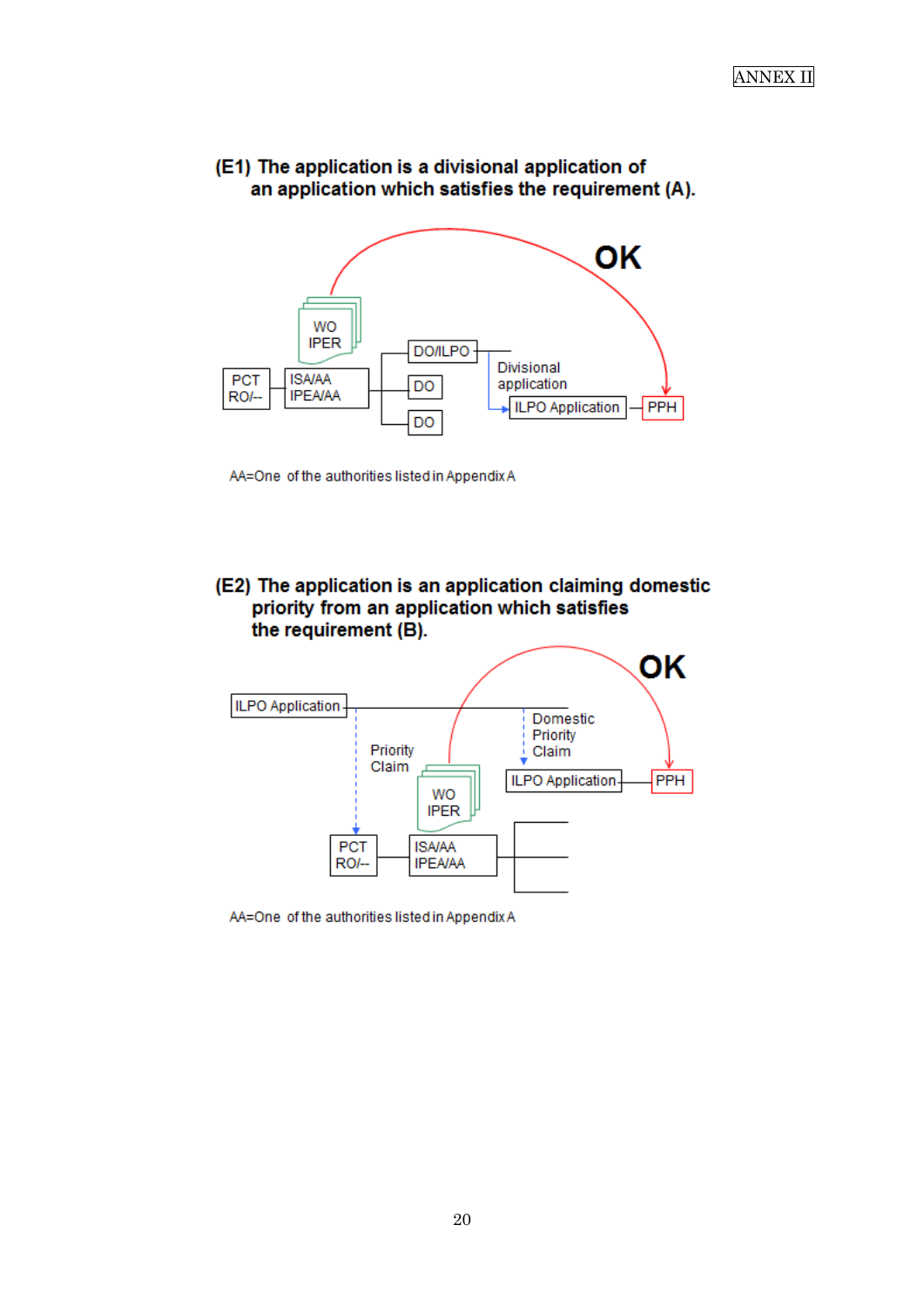ANNEX II

**(E1) The application is a divisional application of an application which satisfies the requirement (A).**

OK

WO IPER

PCT RO/--

ISA/AA IPEA/AA

DO/ILPO

DO

DO

Divisional application

ILPO Application

PPH

AA=One of the authorities listed in Appendix A

**(E2) The application is an application claiming domestic priority from an application which satisfies the requirement (B).**

OK

ILPO Application

Priority Claim

Domestic Priority Claim

ILPO Application

PPH

WO IPER

PCT RO/--

ISA/AA IPEA/AA

AA=One of the authorities listed in Appendix A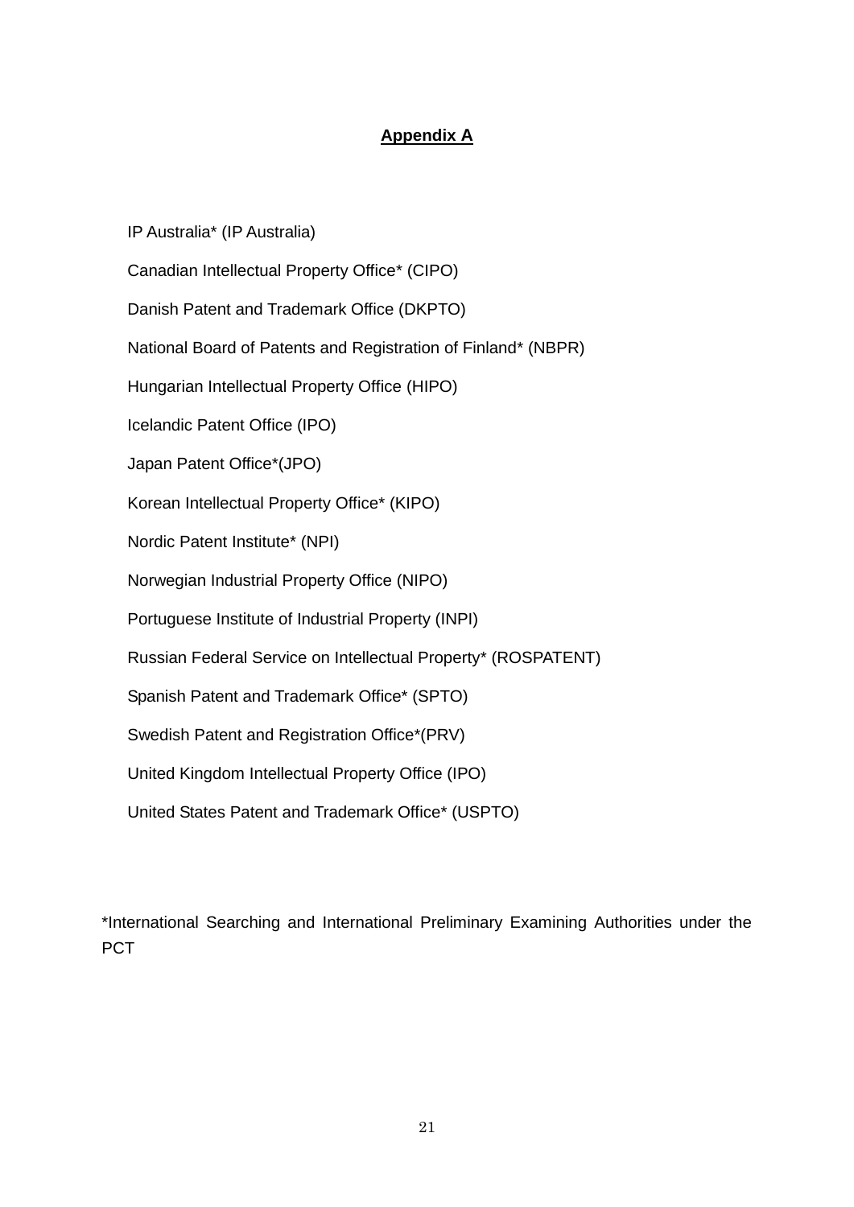# Appendix A

IP Australia* (IP Australia)

Canadian Intellectual Property Office* (CIPO)

Danish Patent and Trademark Office (DKPTO)

National Board of Patents and Registration of Finland* (NBPR)

Hungarian Intellectual Property Office (HIPO)

Icelandic Patent Office (IPO)

Japan Patent Office*(JPO)

Korean Intellectual Property Office* (KIPO)

Nordic Patent Institute* (NPI)

Norwegian Industrial Property Office (NIPO)

Portuguese Institute of Industrial Property (INPI)

Russian Federal Service on Intellectual Property* (ROSPATENT)

Spanish Patent and Trademark Office* (SPTO)

Swedish Patent and Registration Office*(PRV)

United Kingdom Intellectual Property Office (IPO)

United States Patent and Trademark Office* (USPTO)

*International Searching and International Preliminary Examining Authorities under the PCT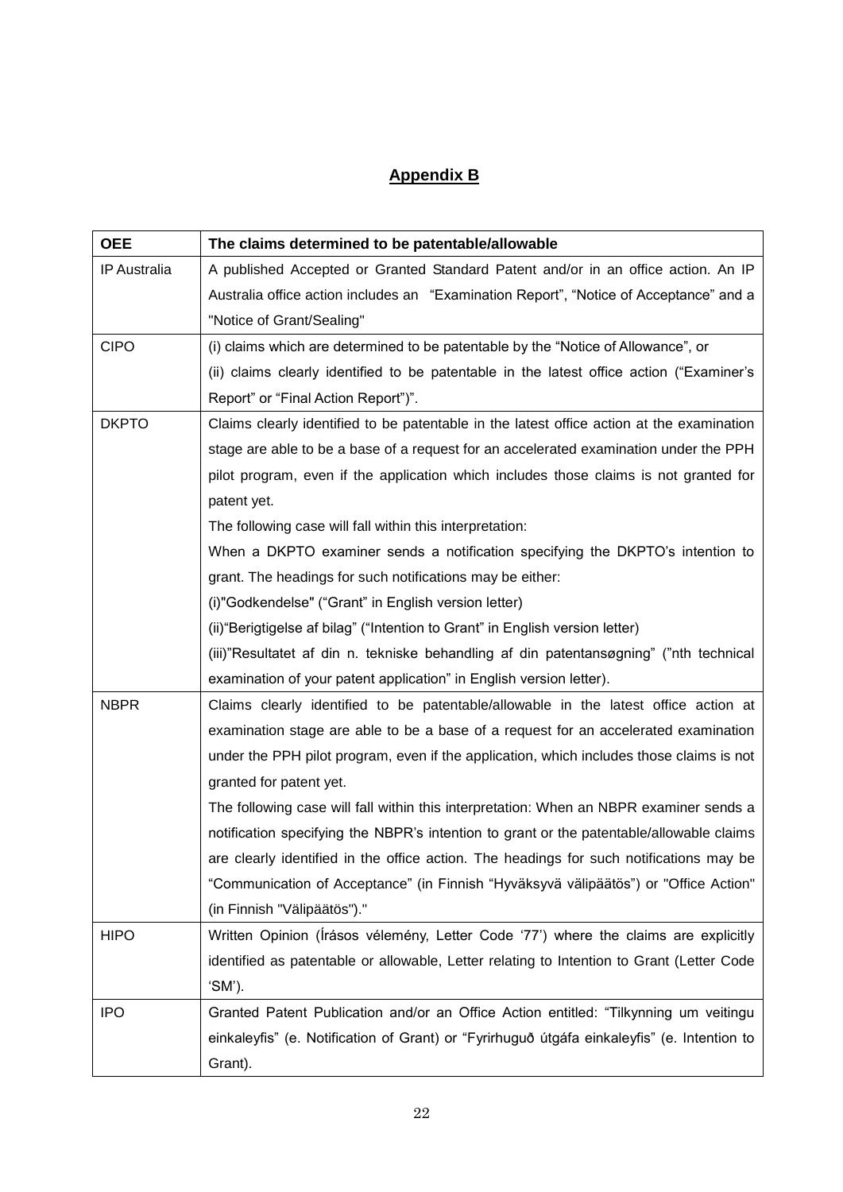# Appendix B

| OEE | The claims determined to be patentable/allowable |
|---|---|
| IP Australia | A published Accepted or Granted Standard Patent and/or in an office action. An IP Australia office action includes an "Examination Report", "Notice of Acceptance" and a "Notice of Grant/Sealing" |
| CIPO | (i) claims which are determined to be patentable by the "Notice of Allowance", or<br>(ii) claims clearly identified to be patentable in the latest office action ("Examiner's Report" or "Final Action Report")". |
| DKPTO | Claims clearly identified to be patentable in the latest office action at the examination stage are able to be a base of a request for an accelerated examination under the PPH pilot program, even if the application which includes those claims is not granted for patent yet.<br>The following case will fall within this interpretation:<br>When a DKPTO examiner sends a notification specifying the DKPTO's intention to grant. The headings for such notifications may be either:<br>(i)"Godkendelse" ("Grant" in English version letter)<br>(ii)"Berigtigelse af bilag" ("Intention to Grant" in English version letter)<br>(iii)"Resultatet af din n. tekniske behandling af din patentansøgning" ("nth technical examination of your patent application" in English version letter). |
| NBPR | Claims clearly identified to be patentable/allowable in the latest office action at examination stage are able to be a base of a request for an accelerated examination under the PPH pilot program, even if the application, which includes those claims is not granted for patent yet.<br>The following case will fall within this interpretation: When an NBPR examiner sends a notification specifying the NBPR's intention to grant or the patentable/allowable claims are clearly identified in the office action. The headings for such notifications may be "Communication of Acceptance" (in Finnish "Hyväksyvä välipäätös") or "Office Action" (in Finnish "Välipäätös")." |
| HIPO | Written Opinion (Írásos vélemény, Letter Code '77') where the claims are explicitly identified as patentable or allowable, Letter relating to Intention to Grant (Letter Code 'SM'). |
| IPO | Granted Patent Publication and/or an Office Action entitled: "Tilkynning um veitingu einkaleyfis" (e. Notification of Grant) or "Fyrirhuguð útgáfa einkaleyfis" (e. Intention to Grant). |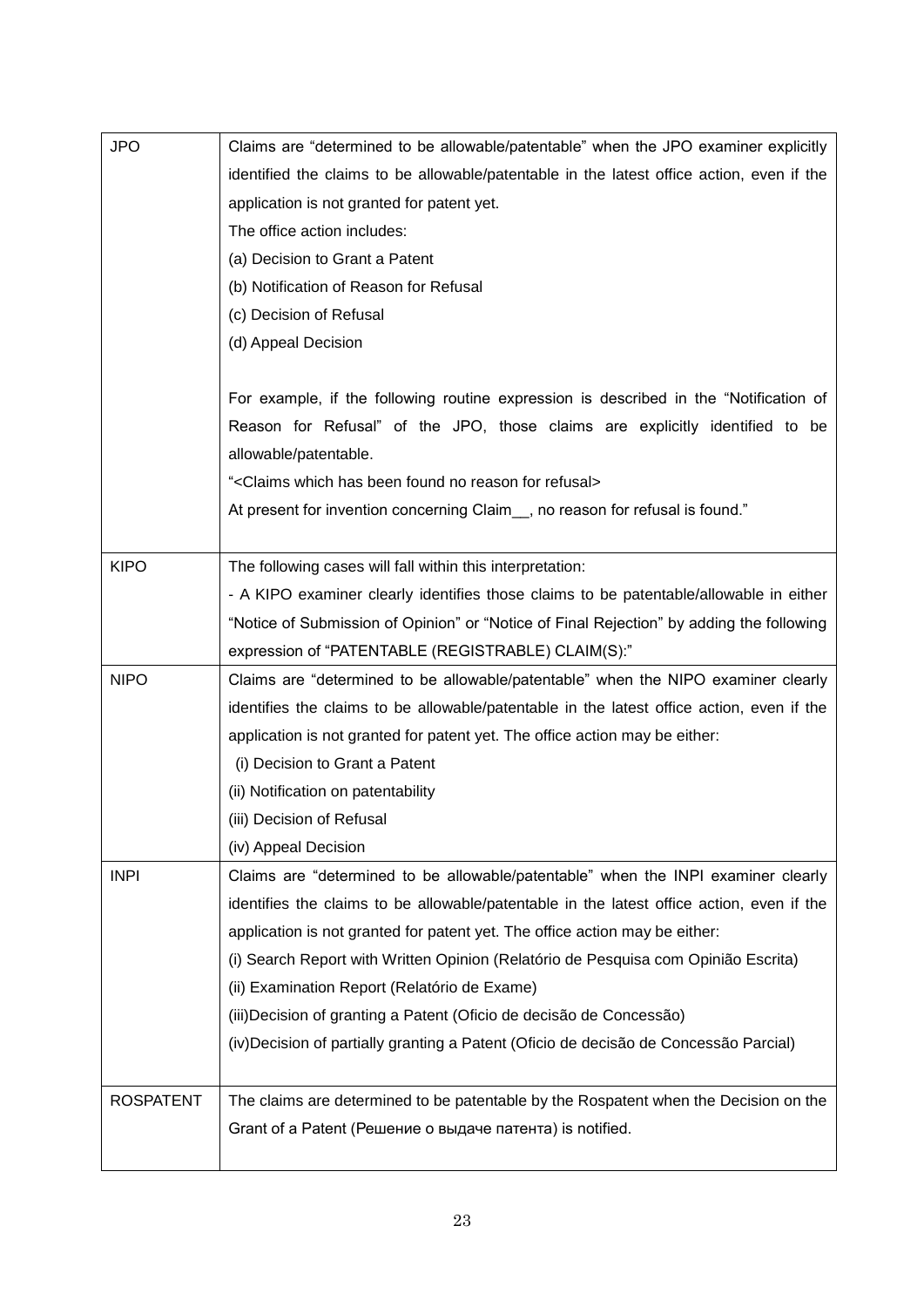| | |
|---|---|
| JPO | Claims are "determined to be allowable/patentable" when the JPO examiner explicitly identified the claims to be allowable/patentable in the latest office action, even if the application is not granted for patent yet.<br>The office action includes:<br>(a) Decision to Grant a Patent<br>(b) Notification of Reason for Refusal<br>(c) Decision of Refusal<br>(d) Appeal Decision<br><br>For example, if the following routine expression is described in the "Notification of Reason for Refusal" of the JPO, those claims are explicitly identified to be allowable/patentable.<br>"<Claims which has been found no reason for refusal><br>At present for invention concerning Claim__, no reason for refusal is found." |
| KIPO | The following cases will fall within this interpretation:<br>- A KIPO examiner clearly identifies those claims to be patentable/allowable in either "Notice of Submission of Opinion" or "Notice of Final Rejection" by adding the following expression of "PATENTABLE (REGISTRABLE) CLAIM(S):" |
| NIPO | Claims are "determined to be allowable/patentable" when the NIPO examiner clearly identifies the claims to be allowable/patentable in the latest office action, even if the application is not granted for patent yet. The office action may be either:<br>(i) Decision to Grant a Patent<br>(ii) Notification on patentability<br>(iii) Decision of Refusal<br>(iv) Appeal Decision |
| INPI | Claims are "determined to be allowable/patentable" when the INPI examiner clearly identifies the claims to be allowable/patentable in the latest office action, even if the application is not granted for patent yet. The office action may be either:<br>(i) Search Report with Written Opinion (Relatório de Pesquisa com Opinião Escrita)<br>(ii) Examination Report (Relatório de Exame)<br>(iii)Decision of granting a Patent (Oficio de decisão de Concessão)<br>(iv)Decision of partially granting a Patent (Oficio de decisão de Concessão Parcial) |
| ROSPATENT | The claims are determined to be patentable by the Rospatent when the Decision on the Grant of a Patent (Решение о выдаче патента) is notified. |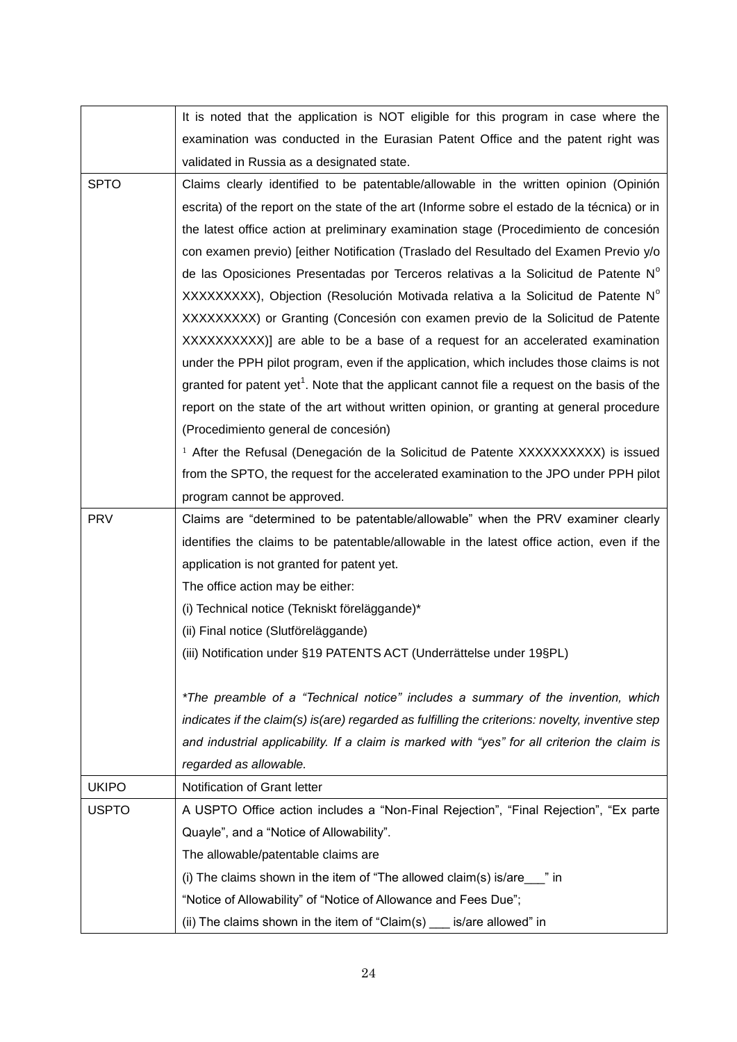| | |
|---|---|
| | It is noted that the application is NOT eligible for this program in case where the examination was conducted in the Eurasian Patent Office and the patent right was validated in Russia as a designated state. |
| SPTO | Claims clearly identified to be patentable/allowable in the written opinion (Opinión escrita) of the report on the state of the art (Informe sobre el estado de la técnica) or in the latest office action at preliminary examination stage (Procedimiento de concesión con examen previo) [either Notification (Traslado del Resultado del Examen Previo y/o de las Oposiciones Presentadas por Terceros relativas a la Solicitud de Patente N° XXXXXXXXX), Objection (Resolución Motivada relativa a la Solicitud de Patente N° XXXXXXXXX) or Granting (Concesión con examen previo de la Solicitud de Patente XXXXXXXXXX)] are able to be a base of a request for an accelerated examination under the PPH pilot program, even if the application, which includes those claims is not granted for patent yet[1]. Note that the applicant cannot file a request on the basis of the report on the state of the art without written opinion, or granting at general procedure (Procedimiento general de concesión)<br>[1] After the Refusal (Denegación de la Solicitud de Patente XXXXXXXXXX) is issued from the SPTO, the request for the accelerated examination to the JPO under PPH pilot program cannot be approved. |
| PRV | Claims are "determined to be patentable/allowable" when the PRV examiner clearly identifies the claims to be patentable/allowable in the latest office action, even if the application is not granted for patent yet.<br>The office action may be either:<br>(i) Technical notice (Tekniskt föreläggande)*<br>(ii) Final notice (Slutföreläggande)<br>(iii) Notification under §19 PATENTS ACT (Underrättelse under 19§PL)<br><br>*\*The preamble of a "Technical notice" includes a summary of the invention, which indicates if the claim(s) is(are) regarded as fulfilling the criterions: novelty, inventive step and industrial applicability. If a claim is marked with "yes" for all criterion the claim is regarded as allowable.* |
| UKIPO | Notification of Grant letter |
| USPTO | A USPTO Office action includes a "Non-Final Rejection", "Final Rejection", "Ex parte Quayle", and a "Notice of Allowability".<br>The allowable/patentable claims are<br>(i) The claims shown in the item of "The allowed claim(s) is/are___" in "Notice of Allowability" of "Notice of Allowance and Fees Due";<br>(ii) The claims shown in the item of "Claim(s) ___ is/are allowed" in |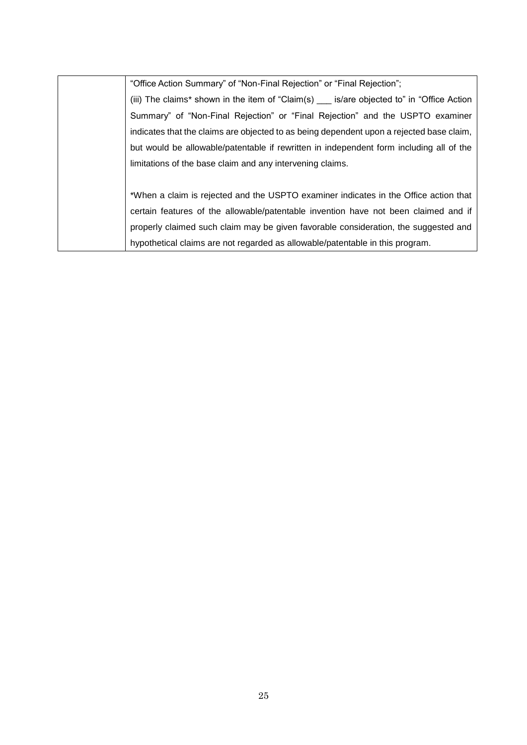| | |
|---|---|
| | "Office Action Summary" of "Non-Final Rejection" or "Final Rejection";<br>(iii) The claims* shown in the item of "Claim(s) ___ is/are objected to" in "Office Action Summary" of "Non-Final Rejection" or "Final Rejection" and the USPTO examiner indicates that the claims are objected to as being dependent upon a rejected base claim, but would be allowable/patentable if rewritten in independent form including all of the limitations of the base claim and any intervening claims.<br><br>*When a claim is rejected and the USPTO examiner indicates in the Office action that certain features of the allowable/patentable invention have not been claimed and if properly claimed such claim may be given favorable consideration, the suggested and hypothetical claims are not regarded as allowable/patentable in this program. |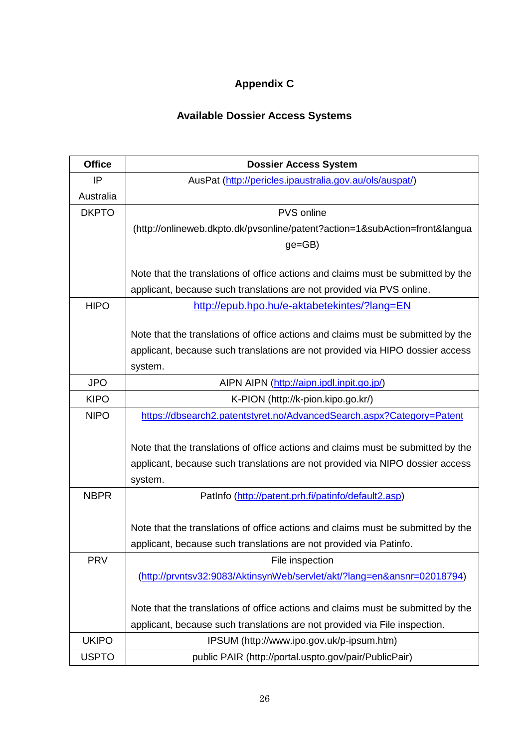# Appendix C

## Available Dossier Access Systems

| Office | Dossier Access System |
|---|---|
| IP Australia | AusPat (http://pericles.ipaustralia.gov.au/ols/auspat/) |
| DKPTO | PVS online (http://onlineweb.dkpto.dk/pvsonline/patent?action=1&subAction=front&language=GB)<br><br>Note that the translations of office actions and claims must be submitted by the applicant, because such translations are not provided via PVS online. |
| HIPO | http://epub.hpo.hu/e-aktabetekintes/?lang=EN<br><br>Note that the translations of office actions and claims must be submitted by the applicant, because such translations are not provided via HIPO dossier access system. |
| JPO | AIPN AIPN (http://aipn.ipdl.inpit.go.jp/) |
| KIPO | K-PION (http://k-pion.kipo.go.kr/) |
| NIPO | https://dbsearch2.patentstyret.no/AdvancedSearch.aspx?Category=Patent<br><br>Note that the translations of office actions and claims must be submitted by the applicant, because such translations are not provided via NIPO dossier access system. |
| NBPR | PatInfo (http://patent.prh.fi/patinfo/default2.asp)<br><br>Note that the translations of office actions and claims must be submitted by the applicant, because such translations are not provided via Patinfo. |
| PRV | File inspection (http://prvntsv32:9083/AktinsynWeb/servlet/akt/?lang=en&ansnr=02018794)<br><br>Note that the translations of office actions and claims must be submitted by the applicant, because such translations are not provided via File inspection. |
| UKIPO | IPSUM (http://www.ipo.gov.uk/p-ipsum.htm) |
| USPTO | public PAIR (http://portal.uspto.gov/pair/PublicPair) |